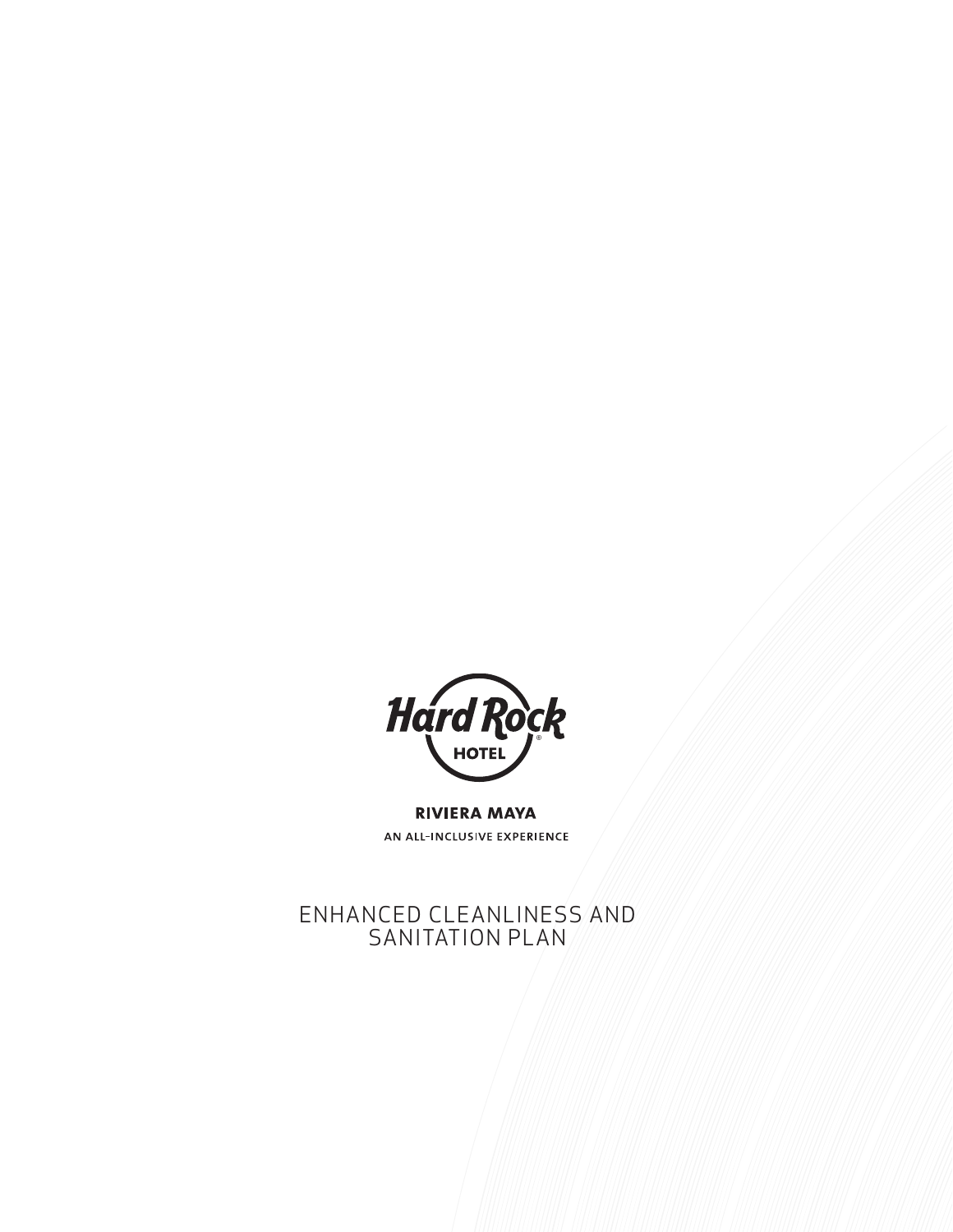Hard Rock HOTEL

RIVIERA MAYA

AN ALL-INCLUSIVE EXPERIENCE

# ENHANCED CLEANLINESS AND SANITATION PLAN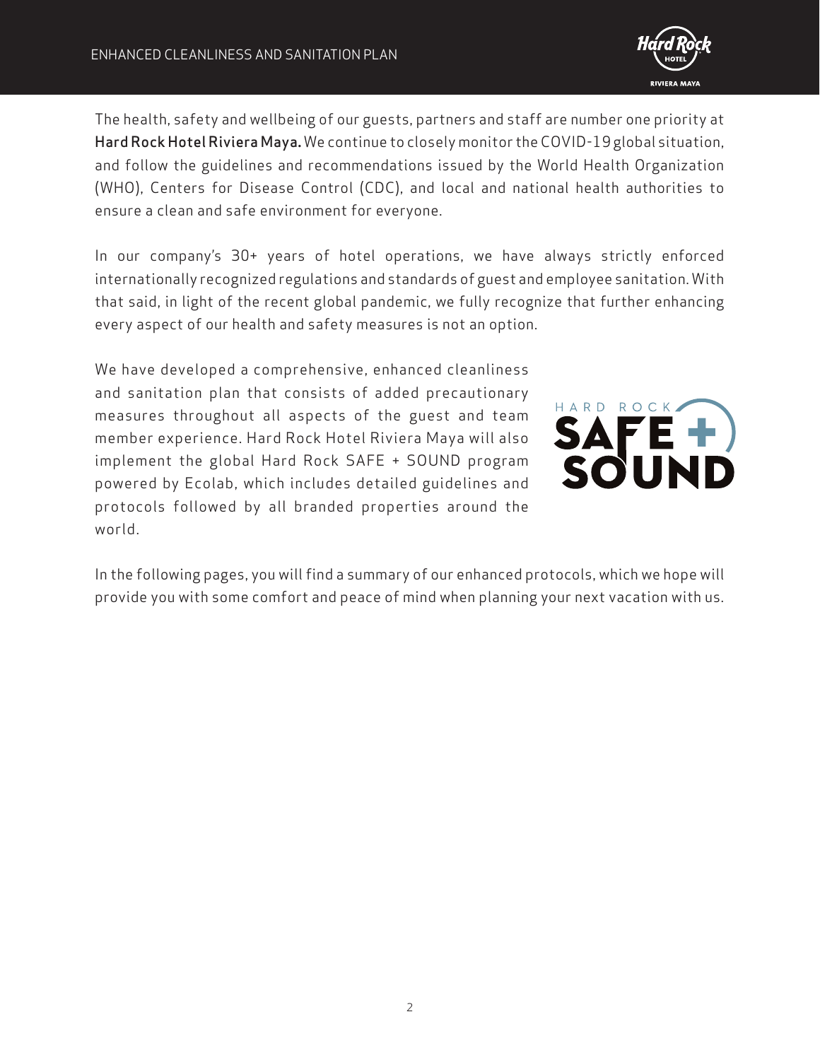The health, safety and wellbeing of our guests, partners and staff are number one priority at **Hard Rock Hotel Riviera Maya.** We continue to closely monitor the COVID-19 global situation, and follow the guidelines and recommendations issued by the World Health Organization (WHO), Centers for Disease Control (CDC), and local and national health authorities to ensure a clean and safe environment for everyone.

In our company's 30+ years of hotel operations, we have always strictly enforced internationally recognized regulations and standards of guest and employee sanitation. With that said, in light of the recent global pandemic, we fully recognize that further enhancing every aspect of our health and safety measures is not an option.

We have developed a comprehensive, enhanced cleanliness and sanitation plan that consists of added precautionary measures throughout all aspects of the guest and team member experience. Hard Rock Hotel Riviera Maya will also implement the global Hard Rock SAFE + SOUND program powered by Ecolab, which includes detailed guidelines and protocols followed by all branded properties around the world.

In the following pages, you will find a summary of our enhanced protocols, which we hope will provide you with some comfort and peace of mind when planning your next vacation with us.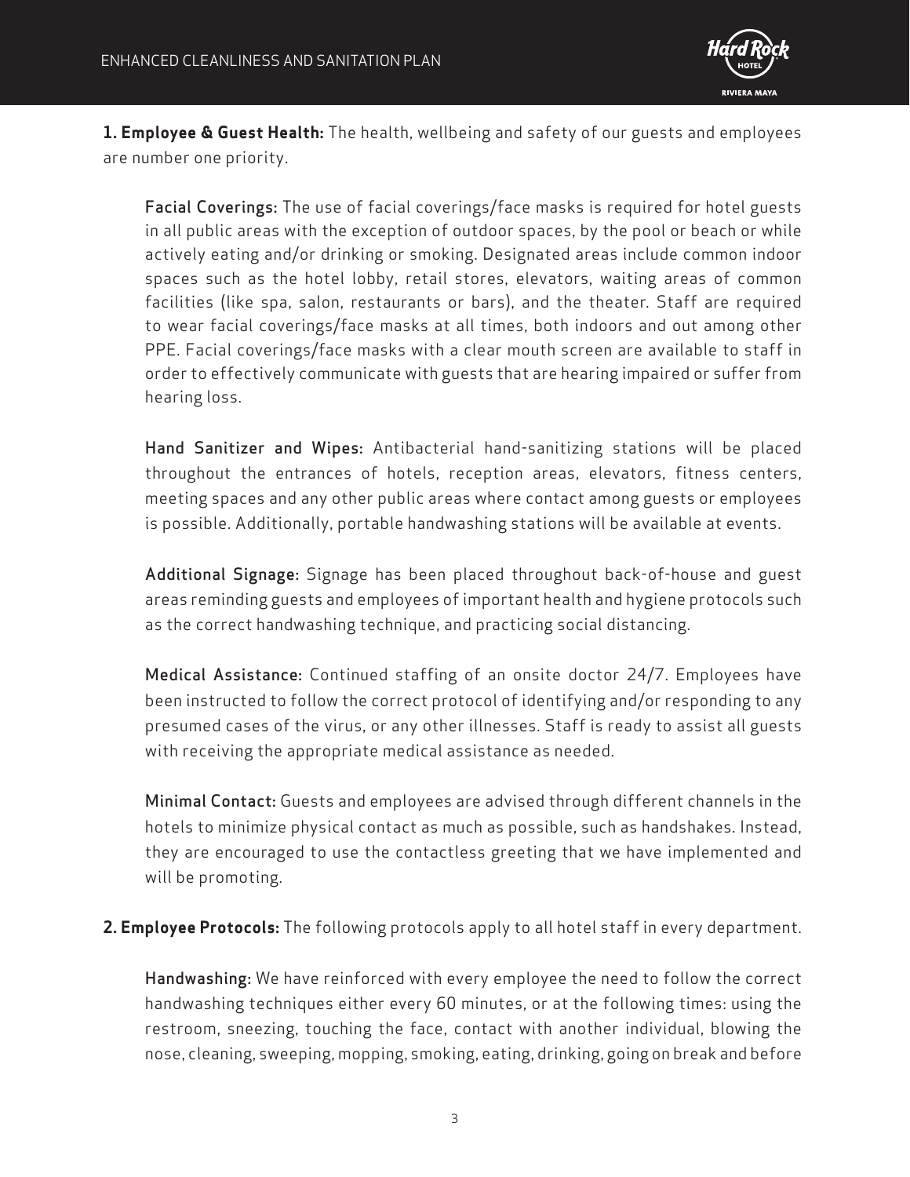**1. Employee & Guest Health:** The health, wellbeing and safety of our guests and employees are number one priority.

**Facial Coverings:** The use of facial coverings/face masks is required for hotel guests in all public areas with the exception of outdoor spaces, by the pool or beach or while actively eating and/or drinking or smoking. Designated areas include common indoor spaces such as the hotel lobby, retail stores, elevators, waiting areas of common facilities (like spa, salon, restaurants or bars), and the theater. Staff are required to wear facial coverings/face masks at all times, both indoors and out among other PPE. Facial coverings/face masks with a clear mouth screen are available to staff in order to effectively communicate with guests that are hearing impaired or suffer from hearing loss.

**Hand Sanitizer and Wipes:** Antibacterial hand-sanitizing stations will be placed throughout the entrances of hotels, reception areas, elevators, fitness centers, meeting spaces and any other public areas where contact among guests or employees is possible. Additionally, portable handwashing stations will be available at events.

**Additional Signage:** Signage has been placed throughout back-of-house and guest areas reminding guests and employees of important health and hygiene protocols such as the correct handwashing technique, and practicing social distancing.

**Medical Assistance:** Continued staffing of an onsite doctor 24/7. Employees have been instructed to follow the correct protocol of identifying and/or responding to any presumed cases of the virus, or any other illnesses. Staff is ready to assist all guests with receiving the appropriate medical assistance as needed.

**Minimal Contact:** Guests and employees are advised through different channels in the hotels to minimize physical contact as much as possible, such as handshakes. Instead, they are encouraged to use the contactless greeting that we have implemented and will be promoting.

**2. Employee Protocols:** The following protocols apply to all hotel staff in every department.

**Handwashing:** We have reinforced with every employee the need to follow the correct handwashing techniques either every 60 minutes, or at the following times: using the restroom, sneezing, touching the face, contact with another individual, blowing the nose, cleaning, sweeping, mopping, smoking, eating, drinking, going on break and before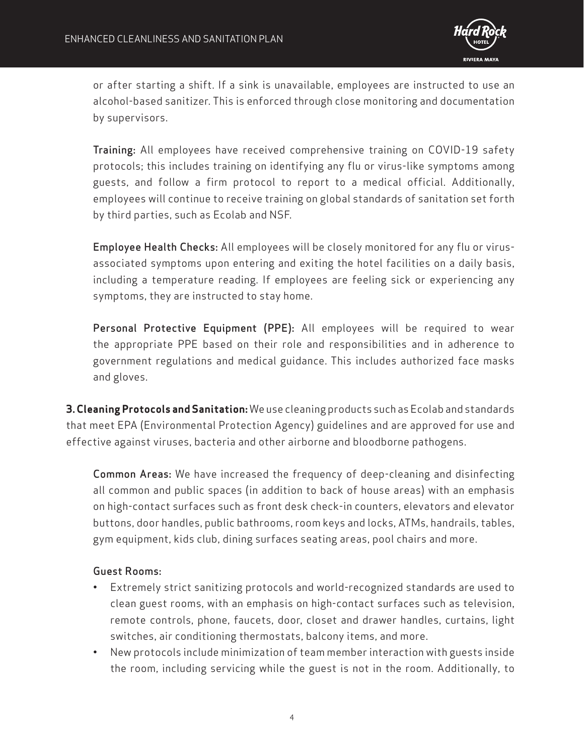or after starting a shift. If a sink is unavailable, employees are instructed to use an alcohol-based sanitizer. This is enforced through close monitoring and documentation by supervisors.

**Training:** All employees have received comprehensive training on COVID-19 safety protocols; this includes training on identifying any flu or virus-like symptoms among guests, and follow a firm protocol to report to a medical official. Additionally, employees will continue to receive training on global standards of sanitation set forth by third parties, such as Ecolab and NSF.

**Employee Health Checks:** All employees will be closely monitored for any flu or virus-associated symptoms upon entering and exiting the hotel facilities on a daily basis, including a temperature reading. If employees are feeling sick or experiencing any symptoms, they are instructed to stay home.

**Personal Protective Equipment (PPE):** All employees will be required to wear the appropriate PPE based on their role and responsibilities and in adherence to government regulations and medical guidance. This includes authorized face masks and gloves.

**3. Cleaning Protocols and Sanitation:** We use cleaning products such as Ecolab and standards that meet EPA (Environmental Protection Agency) guidelines and are approved for use and effective against viruses, bacteria and other airborne and bloodborne pathogens.

**Common Areas:** We have increased the frequency of deep-cleaning and disinfecting all common and public spaces (in addition to back of house areas) with an emphasis on high-contact surfaces such as front desk check-in counters, elevators and elevator buttons, door handles, public bathrooms, room keys and locks, ATMs, handrails, tables, gym equipment, kids club, dining surfaces seating areas, pool chairs and more.

**Guest Rooms:**

- Extremely strict sanitizing protocols and world-recognized standards are used to clean guest rooms, with an emphasis on high-contact surfaces such as television, remote controls, phone, faucets, door, closet and drawer handles, curtains, light switches, air conditioning thermostats, balcony items, and more.
- New protocols include minimization of team member interaction with guests inside the room, including servicing while the guest is not in the room. Additionally, to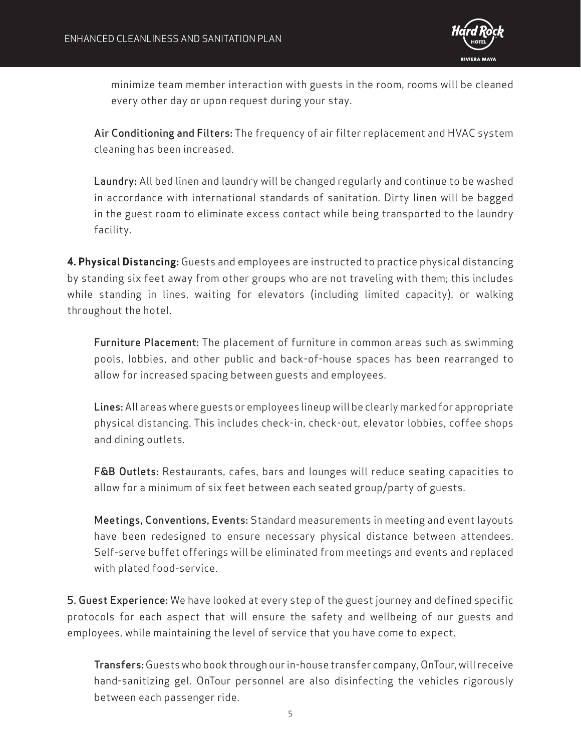minimize team member interaction with guests in the room, rooms will be cleaned every other day or upon request during your stay.

**Air Conditioning and Filters:** The frequency of air filter replacement and HVAC system cleaning has been increased.

**Laundry:** All bed linen and laundry will be changed regularly and continue to be washed in accordance with international standards of sanitation. Dirty linen will be bagged in the guest room to eliminate excess contact while being transported to the laundry facility.

**4. Physical Distancing:** Guests and employees are instructed to practice physical distancing by standing six feet away from other groups who are not traveling with them; this includes while standing in lines, waiting for elevators (including limited capacity), or walking throughout the hotel.

**Furniture Placement:** The placement of furniture in common areas such as swimming pools, lobbies, and other public and back-of-house spaces has been rearranged to allow for increased spacing between guests and employees.

**Lines:** All areas where guests or employees lineup will be clearly marked for appropriate physical distancing. This includes check-in, check-out, elevator lobbies, coffee shops and dining outlets.

**F&B Outlets:** Restaurants, cafes, bars and lounges will reduce seating capacities to allow for a minimum of six feet between each seated group/party of guests.

**Meetings, Conventions, Events:** Standard measurements in meeting and event layouts have been redesigned to ensure necessary physical distance between attendees. Self-serve buffet offerings will be eliminated from meetings and events and replaced with plated food-service.

**5. Guest Experience:** We have looked at every step of the guest journey and defined specific protocols for each aspect that will ensure the safety and wellbeing of our guests and employees, while maintaining the level of service that you have come to expect.

**Transfers:** Guests who book through our in-house transfer company, OnTour, will receive hand-sanitizing gel. OnTour personnel are also disinfecting the vehicles rigorously between each passenger ride.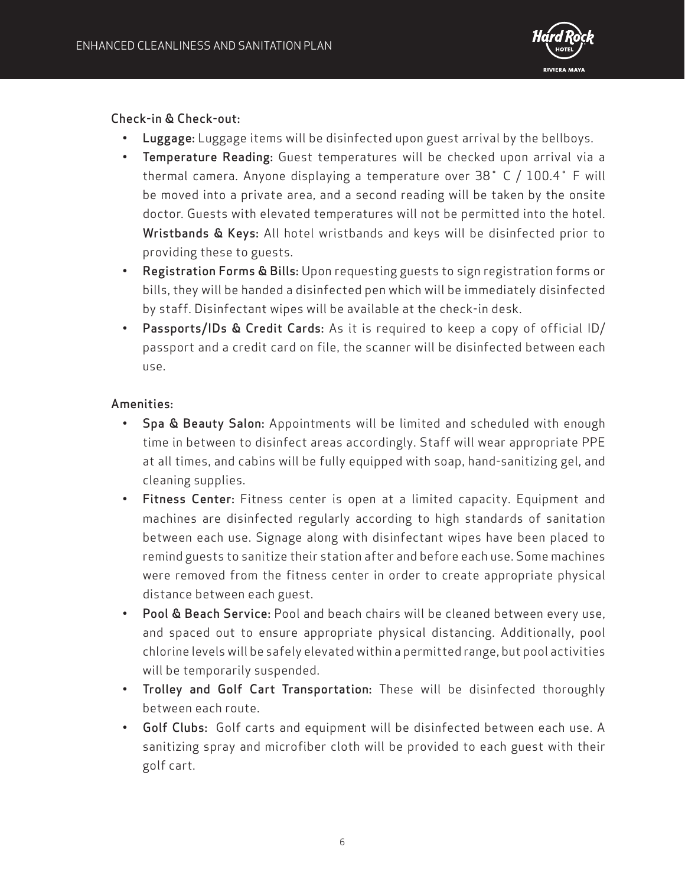Check-in & Check-out:

- **Luggage:** Luggage items will be disinfected upon guest arrival by the bellboys.
- **Temperature Reading:** Guest temperatures will be checked upon arrival via a thermal camera. Anyone displaying a temperature over 38° C / 100.4° F will be moved into a private area, and a second reading will be taken by the onsite doctor. Guests with elevated temperatures will not be permitted into the hotel. **Wristbands & Keys:** All hotel wristbands and keys will be disinfected prior to providing these to guests.
- **Registration Forms & Bills:** Upon requesting guests to sign registration forms or bills, they will be handed a disinfected pen which will be immediately disinfected by staff. Disinfectant wipes will be available at the check-in desk.
- **Passports/IDs & Credit Cards:** As it is required to keep a copy of official ID/passport and a credit card on file, the scanner will be disinfected between each use.

Amenities:

- **Spa & Beauty Salon:** Appointments will be limited and scheduled with enough time in between to disinfect areas accordingly. Staff will wear appropriate PPE at all times, and cabins will be fully equipped with soap, hand-sanitizing gel, and cleaning supplies.
- **Fitness Center:** Fitness center is open at a limited capacity. Equipment and machines are disinfected regularly according to high standards of sanitation between each use. Signage along with disinfectant wipes have been placed to remind guests to sanitize their station after and before each use. Some machines were removed from the fitness center in order to create appropriate physical distance between each guest.
- **Pool & Beach Service:** Pool and beach chairs will be cleaned between every use, and spaced out to ensure appropriate physical distancing. Additionally, pool chlorine levels will be safely elevated within a permitted range, but pool activities will be temporarily suspended.
- **Trolley and Golf Cart Transportation:** These will be disinfected thoroughly between each route.
- **Golf Clubs:** Golf carts and equipment will be disinfected between each use. A sanitizing spray and microfiber cloth will be provided to each guest with their golf cart.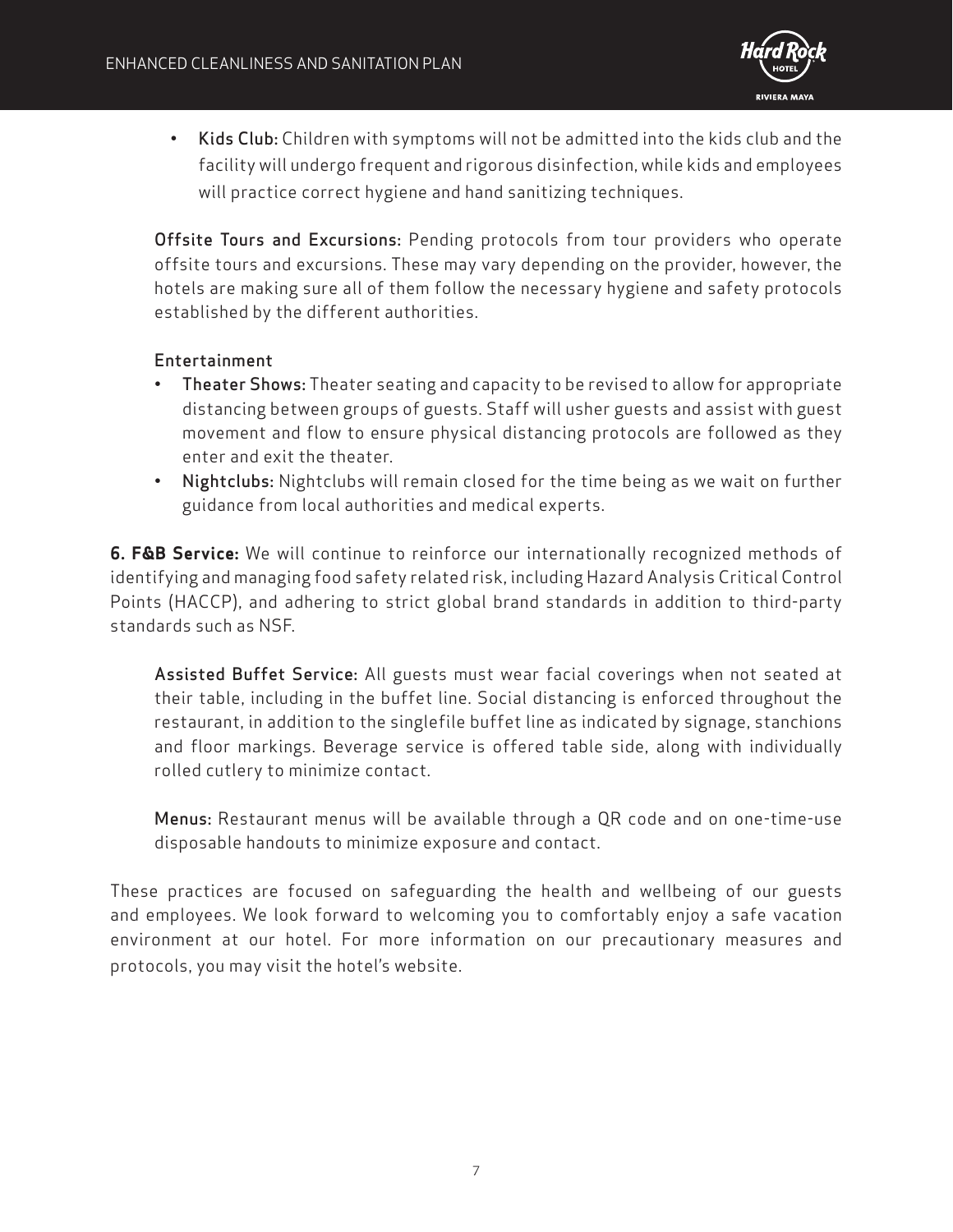- **Kids Club:** Children with symptoms will not be admitted into the kids club and the facility will undergo frequent and rigorous disinfection, while kids and employees will practice correct hygiene and hand sanitizing techniques.

**Offsite Tours and Excursions:** Pending protocols from tour providers who operate offsite tours and excursions. These may vary depending on the provider, however, the hotels are making sure all of them follow the necessary hygiene and safety protocols established by the different authorities.

**Entertainment**

- **Theater Shows:** Theater seating and capacity to be revised to allow for appropriate distancing between groups of guests. Staff will usher guests and assist with guest movement and flow to ensure physical distancing protocols are followed as they enter and exit the theater.
- **Nightclubs:** Nightclubs will remain closed for the time being as we wait on further guidance from local authorities and medical experts.

**6. F&B Service:** We will continue to reinforce our internationally recognized methods of identifying and managing food safety related risk, including Hazard Analysis Critical Control Points (HACCP), and adhering to strict global brand standards in addition to third-party standards such as NSF.

**Assisted Buffet Service:** All guests must wear facial coverings when not seated at their table, including in the buffet line. Social distancing is enforced throughout the restaurant, in addition to the singlefile buffet line as indicated by signage, stanchions and floor markings. Beverage service is offered table side, along with individually rolled cutlery to minimize contact.

**Menus:** Restaurant menus will be available through a QR code and on one-time-use disposable handouts to minimize exposure and contact.

These practices are focused on safeguarding the health and wellbeing of our guests and employees. We look forward to welcoming you to comfortably enjoy a safe vacation environment at our hotel. For more information on our precautionary measures and protocols, you may visit the hotel's website.